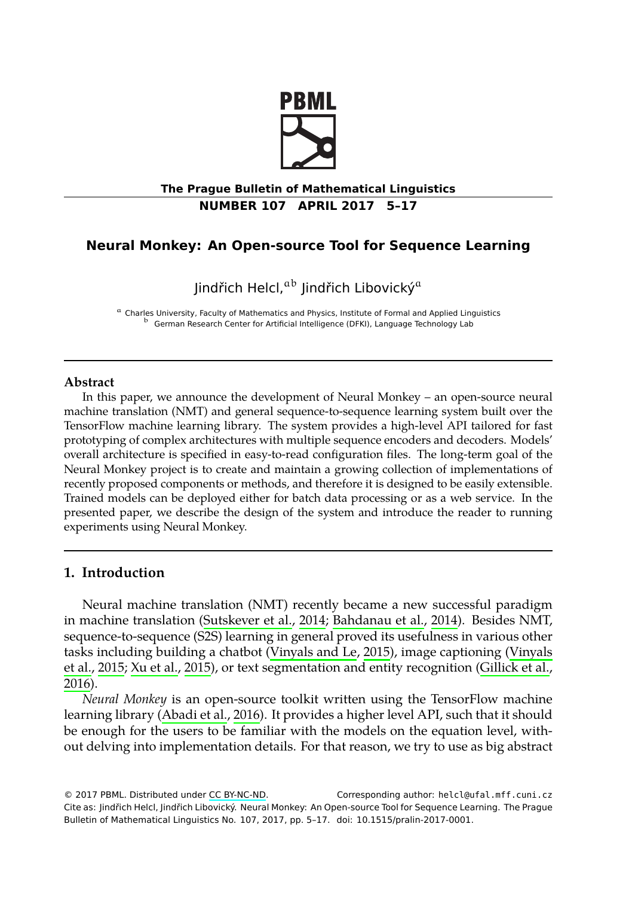# Neural Monkey: An Open-source Tool for Sequence Learning

Jindřich Helcl,[a b] Jindřich Libovický[a]

[a] Charles University, Faculty of Mathematics and Physics, Institute of Formal and Applied Linguistics
[b] German Research Center for Artificial Intelligence (DFKI), Language Technology Lab

## Abstract

In this paper, we announce the development of Neural Monkey – an open-source neural machine translation (NMT) and general sequence-to-sequence learning system built over the TensorFlow machine learning library. The system provides a high-level API tailored for fast prototyping of complex architectures with multiple sequence encoders and decoders. Models' overall architecture is specified in easy-to-read configuration files. The long-term goal of the Neural Monkey project is to create and maintain a growing collection of implementations of recently proposed components or methods, and therefore it is designed to be easily extensible. Trained models can be deployed either for batch data processing or as a web service. In the presented paper, we describe the design of the system and introduce the reader to running experiments using Neural Monkey.

## 1. Introduction

Neural machine translation (NMT) recently became a new successful paradigm in machine translation (Sutskever et al., 2014; Bahdanau et al., 2014). Besides NMT, sequence-to-sequence (S2S) learning in general proved its usefulness in various other tasks including building a chatbot (Vinyals and Le, 2015), image captioning (Vinyals et al., 2015; Xu et al., 2015), or text segmentation and entity recognition (Gillick et al., 2016).

*Neural Monkey* is an open-source toolkit written using the TensorFlow machine learning library (Abadi et al., 2016). It provides a higher level API, such that it should be enough for the users to be familiar with the models on the equation level, without delving into implementation details. For that reason, we try to use as big abstract

© 2017 PBML. Distributed under CC BY-NC-ND. Corresponding author: helcl@ufal.mff.cuni.cz
Cite as: Jindřich Helcl, Jindřich Libovický. Neural Monkey: An Open-source Tool for Sequence Learning. The Prague Bulletin of Mathematical Linguistics No. 107, 2017, pp. 5–17. doi: 10.1515/pralin-2017-0001.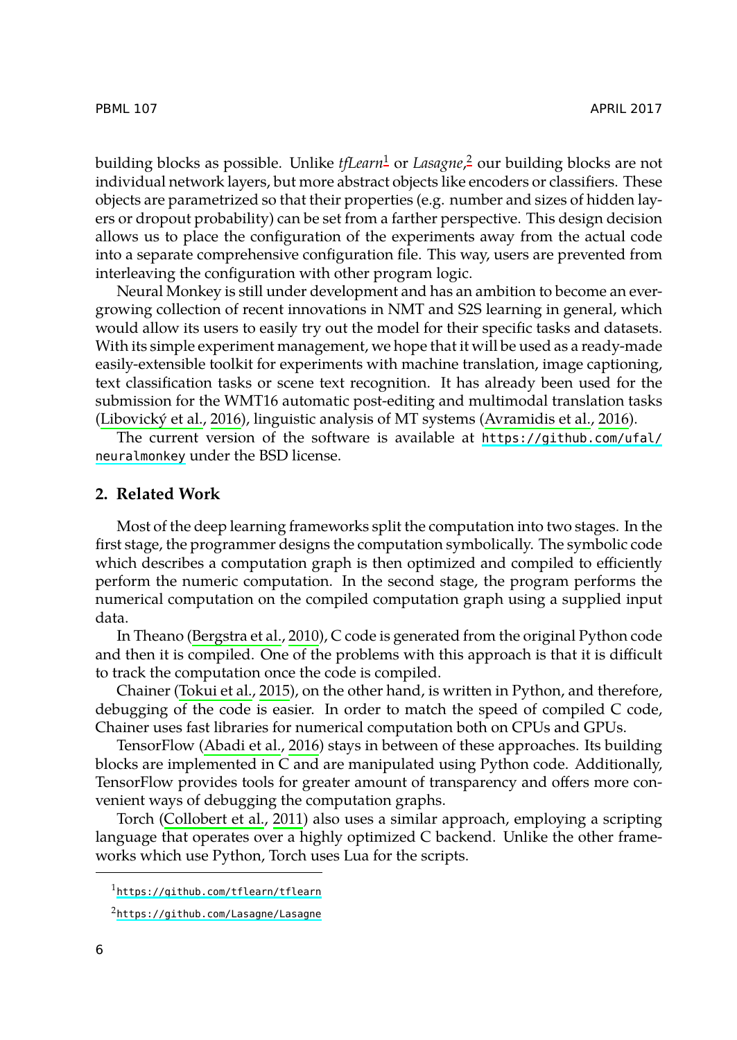building blocks as possible. Unlike *tfLearn*[1] or *Lasagne*,[2] our building blocks are not individual network layers, but more abstract objects like encoders or classifiers. These objects are parametrized so that their properties (e.g. number and sizes of hidden layers or dropout probability) can be set from a farther perspective. This design decision allows us to place the configuration of the experiments away from the actual code into a separate comprehensive configuration file. This way, users are prevented from interleaving the configuration with other program logic.

Neural Monkey is still under development and has an ambition to become an ever-growing collection of recent innovations in NMT and S2S learning in general, which would allow its users to easily try out the model for their specific tasks and datasets. With its simple experiment management, we hope that it will be used as a ready-made easily-extensible toolkit for experiments with machine translation, image captioning, text classification tasks or scene text recognition. It has already been used for the submission for the WMT16 automatic post-editing and multimodal translation tasks (Libovický et al., 2016), linguistic analysis of MT systems (Avramidis et al., 2016).

The current version of the software is available at https://github.com/ufal/neuralmonkey under the BSD license.

## 2. Related Work

Most of the deep learning frameworks split the computation into two stages. In the first stage, the programmer designs the computation symbolically. The symbolic code which describes a computation graph is then optimized and compiled to efficiently perform the numeric computation. In the second stage, the program performs the numerical computation on the compiled computation graph using a supplied input data.

In Theano (Bergstra et al., 2010), C code is generated from the original Python code and then it is compiled. One of the problems with this approach is that it is difficult to track the computation once the code is compiled.

Chainer (Tokui et al., 2015), on the other hand, is written in Python, and therefore, debugging of the code is easier. In order to match the speed of compiled C code, Chainer uses fast libraries for numerical computation both on CPUs and GPUs.

TensorFlow (Abadi et al., 2016) stays in between of these approaches. Its building blocks are implemented in C and are manipulated using Python code. Additionally, TensorFlow provides tools for greater amount of transparency and offers more convenient ways of debugging the computation graphs.

Torch (Collobert et al., 2011) also uses a similar approach, employing a scripting language that operates over a highly optimized C backend. Unlike the other frameworks which use Python, Torch uses Lua for the scripts.

---

[1] https://github.com/tflearn/tflearn

[2] https://github.com/Lasagne/Lasagne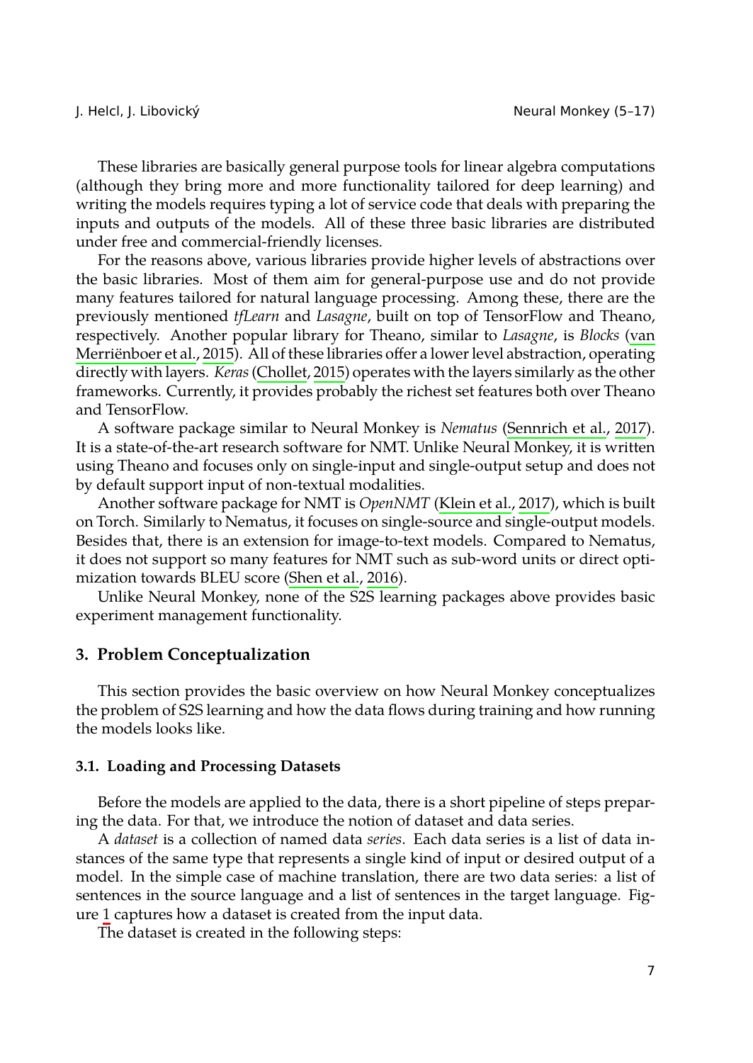These libraries are basically general purpose tools for linear algebra computations (although they bring more and more functionality tailored for deep learning) and writing the models requires typing a lot of service code that deals with preparing the inputs and outputs of the models. All of these three basic libraries are distributed under free and commercial-friendly licenses.

For the reasons above, various libraries provide higher levels of abstractions over the basic libraries. Most of them aim for general-purpose use and do not provide many features tailored for natural language processing. Among these, there are the previously mentioned *tfLearn* and *Lasagne*, built on top of TensorFlow and Theano, respectively. Another popular library for Theano, similar to *Lasagne*, is *Blocks* (van Merriënboer et al., 2015). All of these libraries offer a lower level abstraction, operating directly with layers. *Keras* (Chollet, 2015) operates with the layers similarly as the other frameworks. Currently, it provides probably the richest set features both over Theano and TensorFlow.

A software package similar to Neural Monkey is *Nematus* (Sennrich et al., 2017). It is a state-of-the-art research software for NMT. Unlike Neural Monkey, it is written using Theano and focuses only on single-input and single-output setup and does not by default support input of non-textual modalities.

Another software package for NMT is *OpenNMT* (Klein et al., 2017), which is built on Torch. Similarly to Nematus, it focuses on single-source and single-output models. Besides that, there is an extension for image-to-text models. Compared to Nematus, it does not support so many features for NMT such as sub-word units or direct optimization towards BLEU score (Shen et al., 2016).

Unlike Neural Monkey, none of the S2S learning packages above provides basic experiment management functionality.

## 3. Problem Conceptualization

This section provides the basic overview on how Neural Monkey conceptualizes the problem of S2S learning and how the data flows during training and how running the models looks like.

### 3.1. Loading and Processing Datasets

Before the models are applied to the data, there is a short pipeline of steps preparing the data. For that, we introduce the notion of dataset and data series.

A *dataset* is a collection of named data *series*. Each data series is a list of data instances of the same type that represents a single kind of input or desired output of a model. In the simple case of machine translation, there are two data series: a list of sentences in the source language and a list of sentences in the target language. Figure 1 captures how a dataset is created from the input data.

The dataset is created in the following steps: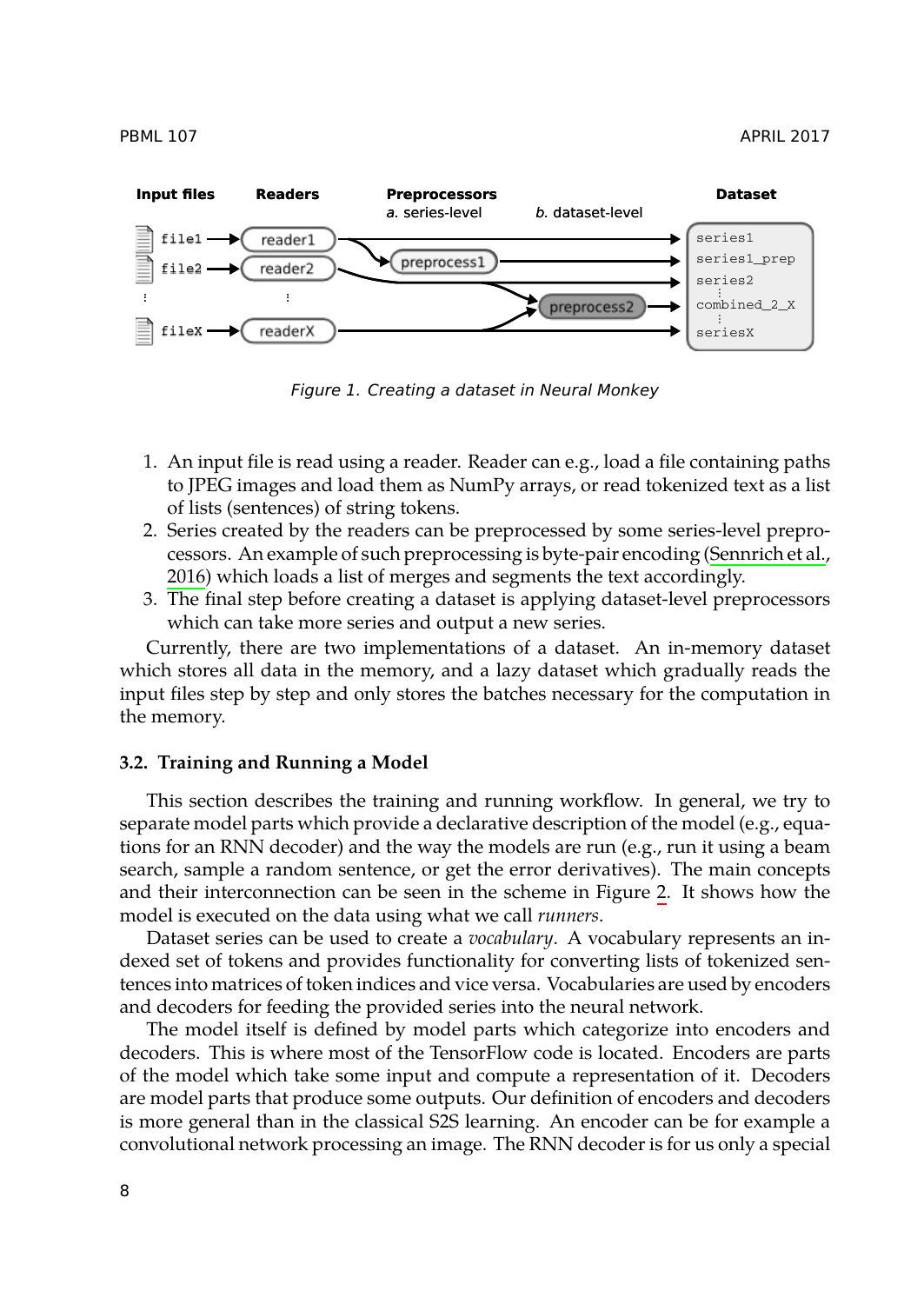Figure 1. Creating a dataset in Neural Monkey

1. An input file is read using a reader. Reader can e.g., load a file containing paths to JPEG images and load them as NumPy arrays, or read tokenized text as a list of lists (sentences) of string tokens.
2. Series created by the readers can be preprocessed by some series-level preprocessors. An example of such preprocessing is byte-pair encoding (Sennrich et al., 2016) which loads a list of merges and segments the text accordingly.
3. The final step before creating a dataset is applying dataset-level preprocessors which can take more series and output a new series.

Currently, there are two implementations of a dataset. An in-memory dataset which stores all data in the memory, and a lazy dataset which gradually reads the input files step by step and only stores the batches necessary for the computation in the memory.

### 3.2. Training and Running a Model

This section describes the training and running workflow. In general, we try to separate model parts which provide a declarative description of the model (e.g., equations for an RNN decoder) and the way the models are run (e.g., run it using a beam search, sample a random sentence, or get the error derivatives). The main concepts and their interconnection can be seen in the scheme in Figure 2. It shows how the model is executed on the data using what we call *runners*.

Dataset series can be used to create a *vocabulary*. A vocabulary represents an indexed set of tokens and provides functionality for converting lists of tokenized sentences into matrices of token indices and vice versa. Vocabularies are used by encoders and decoders for feeding the provided series into the neural network.

The model itself is defined by model parts which categorize into encoders and decoders. This is where most of the TensorFlow code is located. Encoders are parts of the model which take some input and compute a representation of it. Decoders are model parts that produce some outputs. Our definition of encoders and decoders is more general than in the classical S2S learning. An encoder can be for example a convolutional network processing an image. The RNN decoder is for us only a special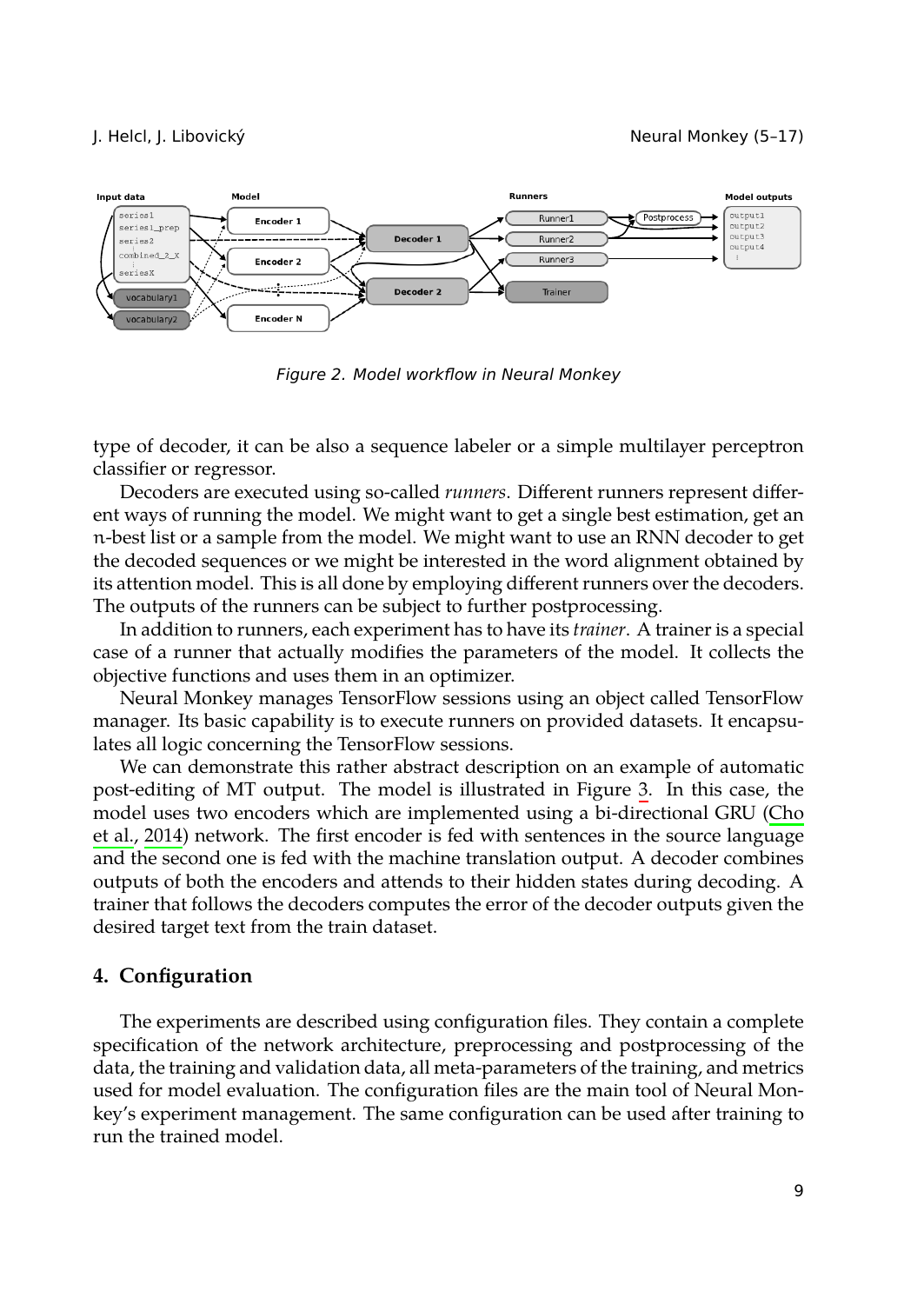Figure 2. Model workflow in Neural Monkey

type of decoder, it can be also a sequence labeler or a simple multilayer perceptron classifier or regressor.

Decoders are executed using so-called *runners*. Different runners represent different ways of running the model. We might want to get a single best estimation, get an $n$-best list or a sample from the model. We might want to use an RNN decoder to get the decoded sequences or we might be interested in the word alignment obtained by its attention model. This is all done by employing different runners over the decoders. The outputs of the runners can be subject to further postprocessing.

In addition to runners, each experiment has to have its *trainer*. A trainer is a special case of a runner that actually modifies the parameters of the model. It collects the objective functions and uses them in an optimizer.

Neural Monkey manages TensorFlow sessions using an object called TensorFlow manager. Its basic capability is to execute runners on provided datasets. It encapsulates all logic concerning the TensorFlow sessions.

We can demonstrate this rather abstract description on an example of automatic post-editing of MT output. The model is illustrated in Figure 3. In this case, the model uses two encoders which are implemented using a bi-directional GRU (Cho et al., 2014) network. The first encoder is fed with sentences in the source language and the second one is fed with the machine translation output. A decoder combines outputs of both the encoders and attends to their hidden states during decoding. A trainer that follows the decoders computes the error of the decoder outputs given the desired target text from the train dataset.

## 4. Configuration

The experiments are described using configuration files. They contain a complete specification of the network architecture, preprocessing and postprocessing of the data, the training and validation data, all meta-parameters of the training, and metrics used for model evaluation. The configuration files are the main tool of Neural Monkey's experiment management. The same configuration can be used after training to run the trained model.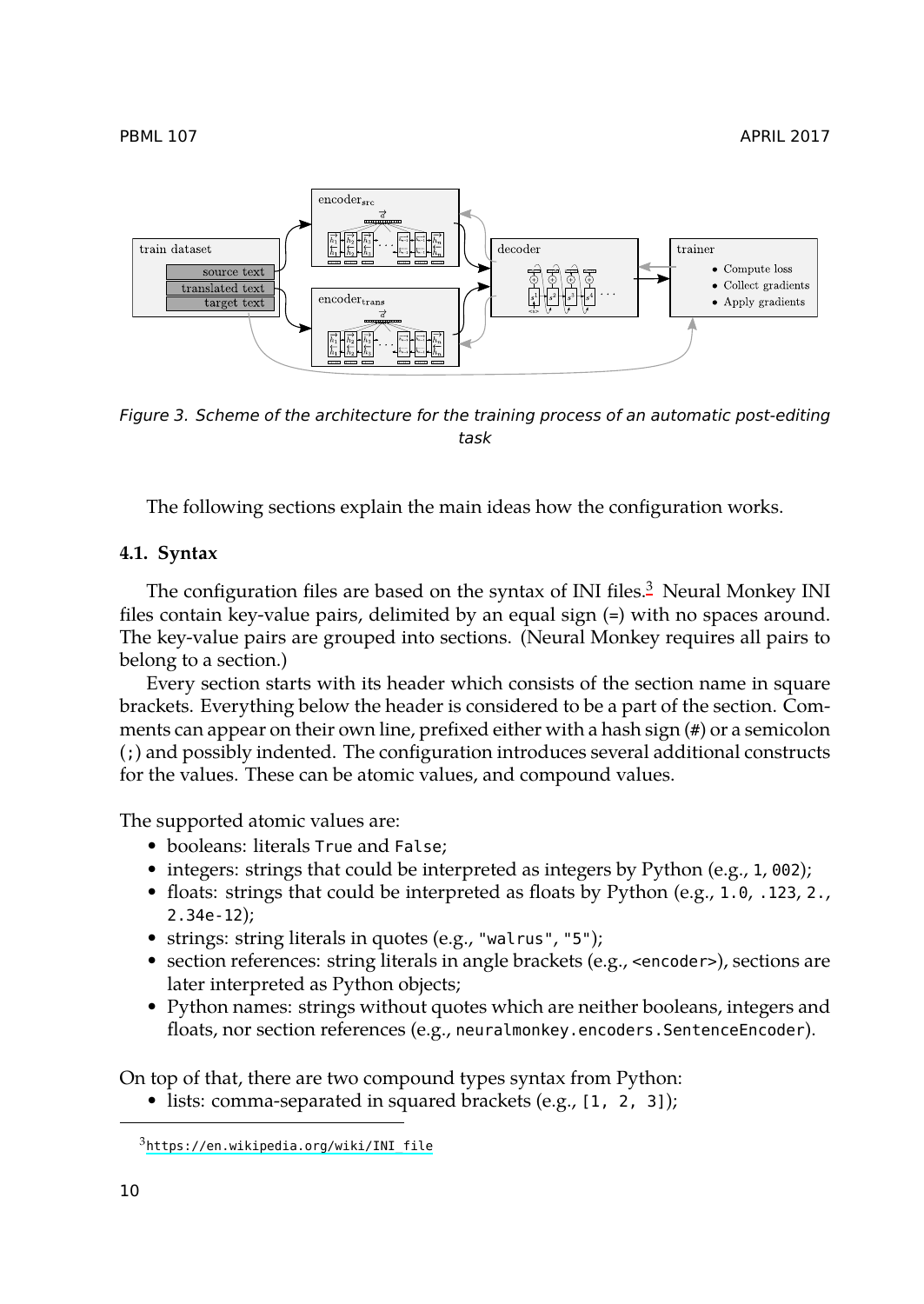Figure 3. Scheme of the architecture for the training process of an automatic post-editing task

The following sections explain the main ideas how the configuration works.

### 4.1. Syntax

The configuration files are based on the syntax of INI files.[3] Neural Monkey INI files contain key-value pairs, delimited by an equal sign (=) with no spaces around. The key-value pairs are grouped into sections. (Neural Monkey requires all pairs to belong to a section.)

Every section starts with its header which consists of the section name in square brackets. Everything below the header is considered to be a part of the section. Comments can appear on their own line, prefixed either with a hash sign (#) or a semicolon (;) and possibly indented. The configuration introduces several additional constructs for the values. These can be atomic values, and compound values.

The supported atomic values are:

- booleans: literals `True` and `False`;
- integers: strings that could be interpreted as integers by Python (e.g., `1`, `002`);
- floats: strings that could be interpreted as floats by Python (e.g., `1.0`, `.123`, `2.`, `2.34e-12`);
- strings: string literals in quotes (e.g., `"walrus"`, `"5"`);
- section references: string literals in angle brackets (e.g., `<encoder>`), sections are later interpreted as Python objects;
- Python names: strings without quotes which are neither booleans, integers and floats, nor section references (e.g., `neuralmonkey.encoders.SentenceEncoder`).

On top of that, there are two compound types syntax from Python:

- lists: comma-separated in squared brackets (e.g., `[1, 2, 3]`);

[3] https://en.wikipedia.org/wiki/INI_file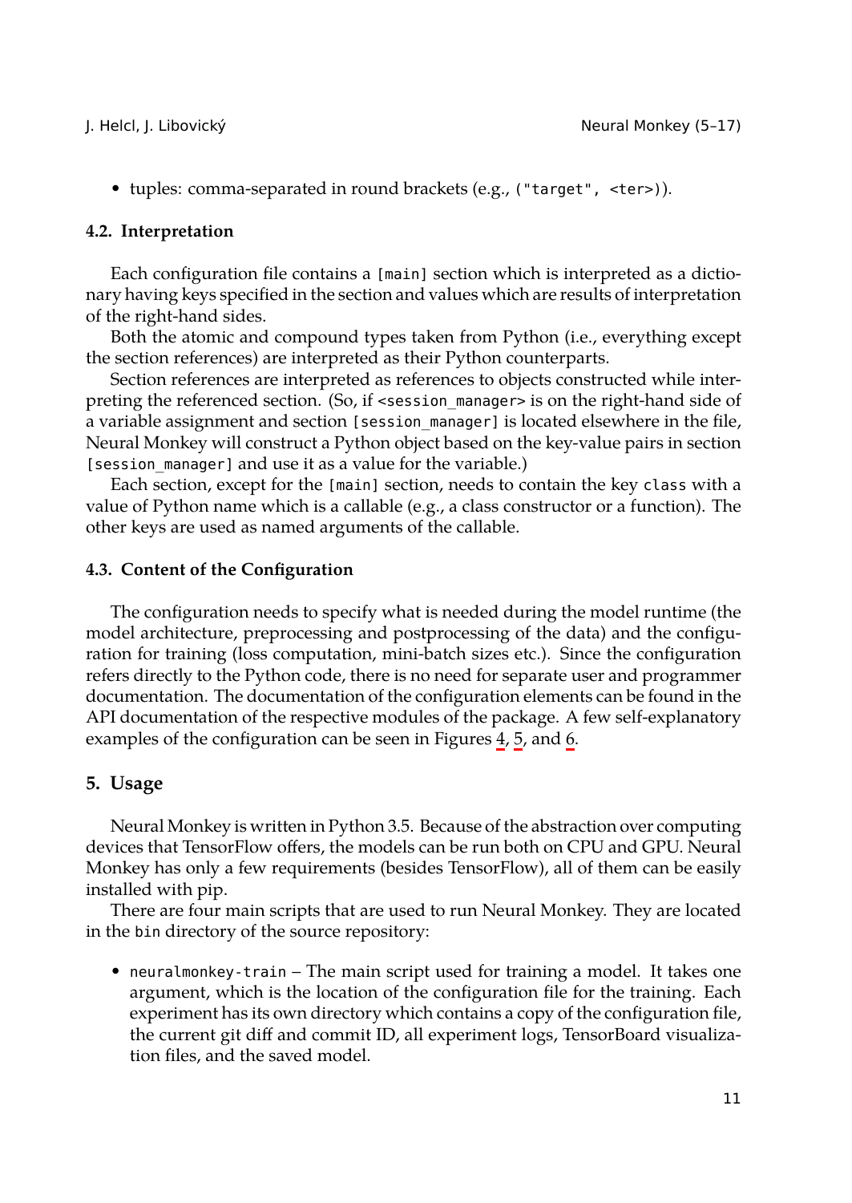- tuples: comma-separated in round brackets (e.g., `("target", <ter>)`).

### 4.2. Interpretation

Each configuration file contains a `[main]` section which is interpreted as a dictionary having keys specified in the section and values which are results of interpretation of the right-hand sides.

Both the atomic and compound types taken from Python (i.e., everything except the section references) are interpreted as their Python counterparts.

Section references are interpreted as references to objects constructed while interpreting the referenced section. (So, if `<session_manager>` is on the right-hand side of a variable assignment and section `[session_manager]` is located elsewhere in the file, Neural Monkey will construct a Python object based on the key-value pairs in section `[session_manager]` and use it as a value for the variable.)

Each section, except for the `[main]` section, needs to contain the key `class` with a value of Python name which is a callable (e.g., a class constructor or a function). The other keys are used as named arguments of the callable.

### 4.3. Content of the Configuration

The configuration needs to specify what is needed during the model runtime (the model architecture, preprocessing and postprocessing of the data) and the configuration for training (loss computation, mini-batch sizes etc.). Since the configuration refers directly to the Python code, there is no need for separate user and programmer documentation. The documentation of the configuration elements can be found in the API documentation of the respective modules of the package. A few self-explanatory examples of the configuration can be seen in Figures 4, 5, and 6.

## 5. Usage

Neural Monkey is written in Python 3.5. Because of the abstraction over computing devices that TensorFlow offers, the models can be run both on CPU and GPU. Neural Monkey has only a few requirements (besides TensorFlow), all of them can be easily installed with pip.

There are four main scripts that are used to run Neural Monkey. They are located in the `bin` directory of the source repository:

- `neuralmonkey-train` – The main script used for training a model. It takes one argument, which is the location of the configuration file for the training. Each experiment has its own directory which contains a copy of the configuration file, the current git diff and commit ID, all experiment logs, TensorBoard visualization files, and the saved model.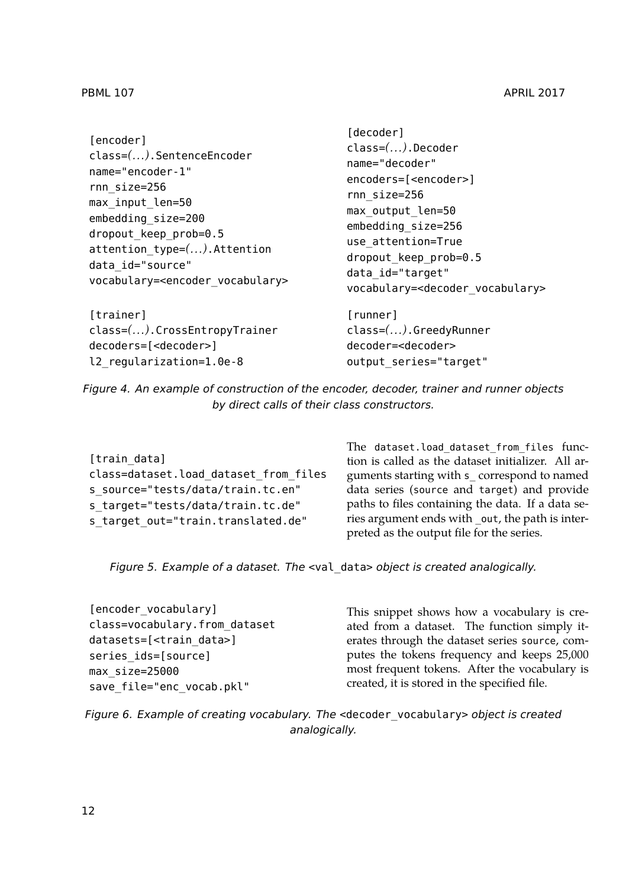```
[encoder]
class=(...).SentenceEncoder
name="encoder-1"
rnn_size=256
max_input_len=50
embedding_size=200
dropout_keep_prob=0.5
attention_type=(...).Attention
data_id="source"
vocabulary=<encoder_vocabulary>
```

```
[decoder]
class=(...).Decoder
name="decoder"
encoders=[<encoder>]
rnn_size=256
max_output_len=50
embedding_size=256
use_attention=True
dropout_keep_prob=0.5
data_id="target"
vocabulary=<decoder_vocabulary>
```

```
[trainer]
class=(...).CrossEntropyTrainer
decoders=[<decoder>]
l2_regularization=1.0e-8
```

```
[runner]
class=(...).GreedyRunner
decoder=<decoder>
output_series="target"
```

*Figure 4. An example of construction of the encoder, decoder, trainer and runner objects by direct calls of their class constructors.*

```
[train_data]
class=dataset.load_dataset_from_files
s_source="tests/data/train.tc.en"
s_target="tests/data/train.tc.de"
s_target_out="train.translated.de"
```

The `dataset.load_dataset_from_files` function is called as the dataset initializer. All arguments starting with `s_` correspond to named data series (`source` and `target`) and provide paths to files containing the data. If a data series argument ends with `_out`, the path is interpreted as the output file for the series.

*Figure 5. Example of a dataset. The* `<val_data>` *object is created analogically.*

```
[encoder_vocabulary]
class=vocabulary.from_dataset
datasets=[<train_data>]
series_ids=[source]
max_size=25000
save_file="enc_vocab.pkl"
```

This snippet shows how a vocabulary is created from a dataset. The function simply iterates through the dataset series `source`, computes the tokens frequency and keeps 25,000 most frequent tokens. After the vocabulary is created, it is stored in the specified file.

*Figure 6. Example of creating vocabulary. The* `<decoder_vocabulary>` *object is created analogically.*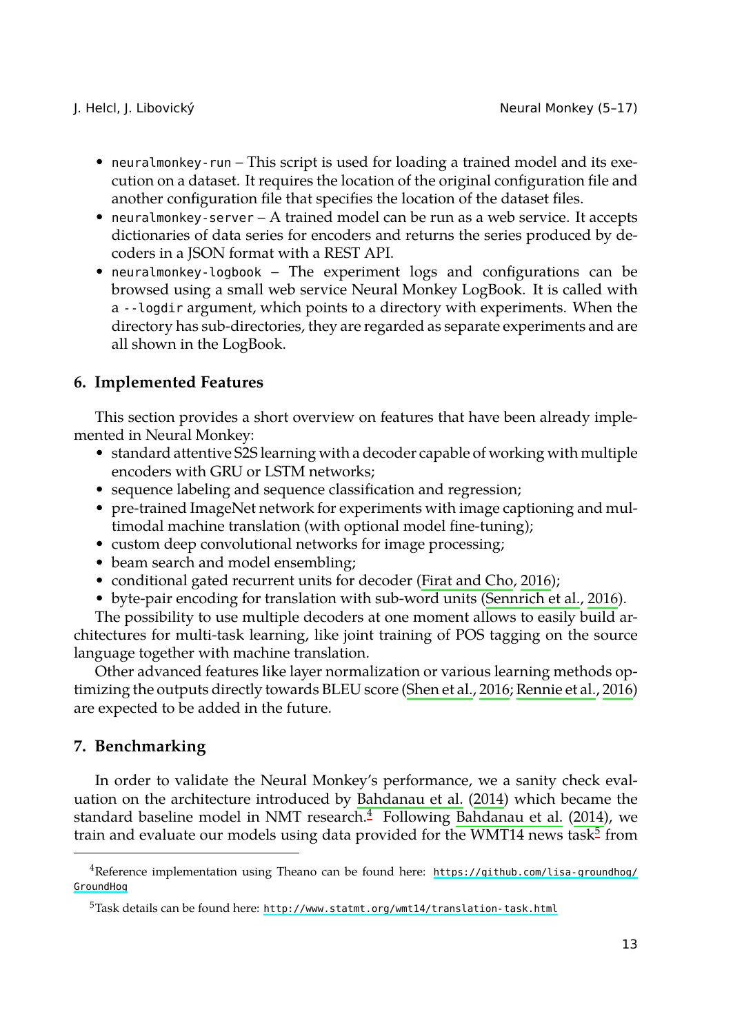- `neuralmonkey-run` – This script is used for loading a trained model and its execution on a dataset. It requires the location of the original configuration file and another configuration file that specifies the location of the dataset files.
- `neuralmonkey-server` – A trained model can be run as a web service. It accepts dictionaries of data series for encoders and returns the series produced by decoders in a JSON format with a REST API.
- `neuralmonkey-logbook` – The experiment logs and configurations can be browsed using a small web service Neural Monkey LogBook. It is called with a `--logdir` argument, which points to a directory with experiments. When the directory has sub-directories, they are regarded as separate experiments and are all shown in the LogBook.

## 6. Implemented Features

This section provides a short overview on features that have been already implemented in Neural Monkey:

- standard attentive S2S learning with a decoder capable of working with multiple encoders with GRU or LSTM networks;
- sequence labeling and sequence classification and regression;
- pre-trained ImageNet network for experiments with image captioning and multimodal machine translation (with optional model fine-tuning);
- custom deep convolutional networks for image processing;
- beam search and model ensembling;
- conditional gated recurrent units for decoder (Firat and Cho, 2016);
- byte-pair encoding for translation with sub-word units (Sennrich et al., 2016).

The possibility to use multiple decoders at one moment allows to easily build architectures for multi-task learning, like joint training of POS tagging on the source language together with machine translation.

Other advanced features like layer normalization or various learning methods optimizing the outputs directly towards BLEU score (Shen et al., 2016; Rennie et al., 2016) are expected to be added in the future.

## 7. Benchmarking

In order to validate the Neural Monkey's performance, we a sanity check evaluation on the architecture introduced by Bahdanau et al. (2014) which became the standard baseline model in NMT research.[4] Following Bahdanau et al. (2014), we train and evaluate our models using data provided for the WMT14 news task[5] from

---

[4] Reference implementation using Theano can be found here: `https://github.com/lisa-groundhog/GroundHog`

[5] Task details can be found here: `http://www.statmt.org/wmt14/translation-task.html`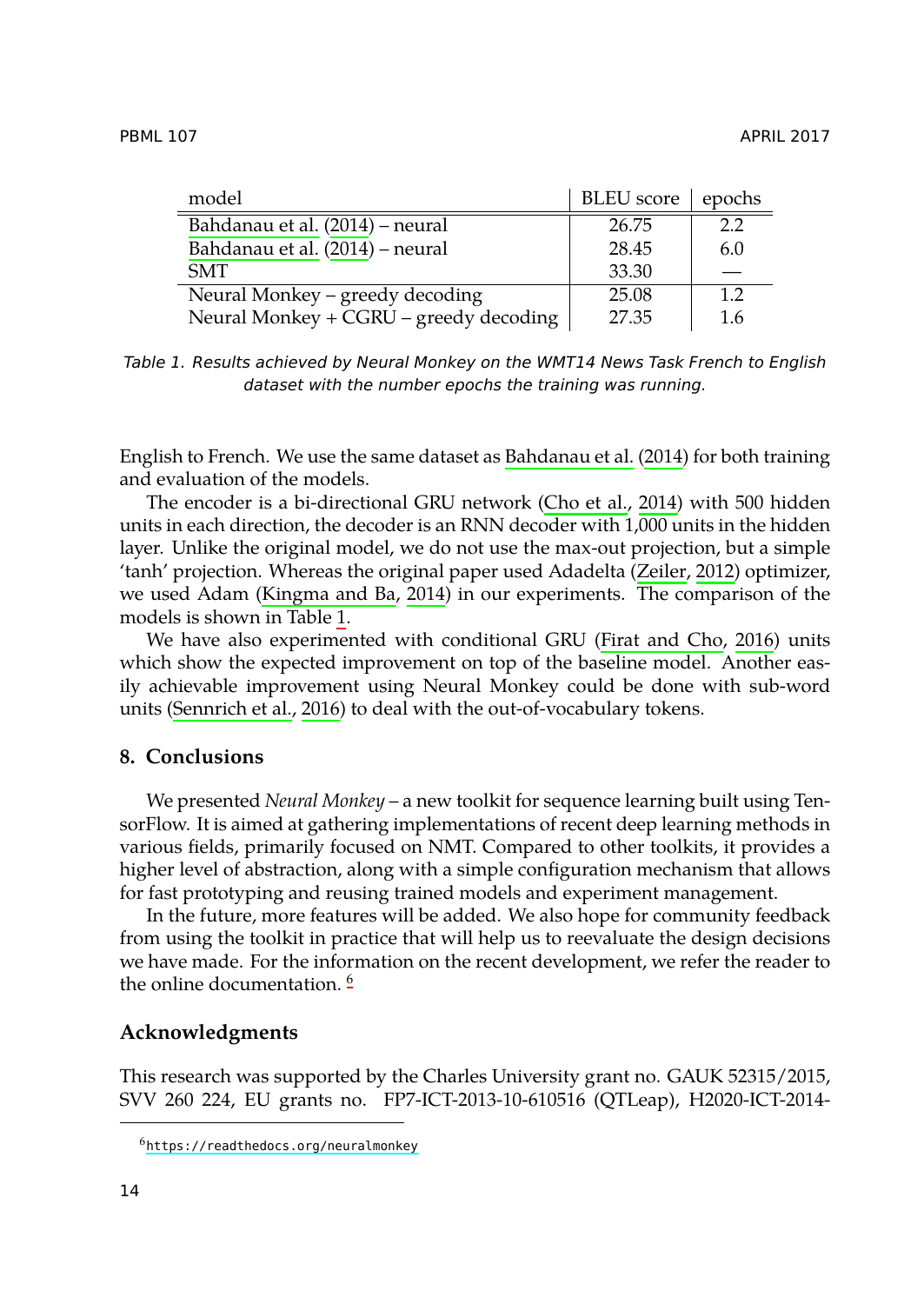| model | BLEU score | epochs |
|---|---|---|
| Bahdanau et al. (2014) – neural | 26.75 | 2.2 |
| Bahdanau et al. (2014) – neural | 28.45 | 6.0 |
| SMT | 33.30 | — |
| Neural Monkey – greedy decoding | 25.08 | 1.2 |
| Neural Monkey + CGRU – greedy decoding | 27.35 | 1.6 |

*Table 1. Results achieved by Neural Monkey on the WMT14 News Task French to English dataset with the number epochs the training was running.*

English to French. We use the same dataset as Bahdanau et al. (2014) for both training and evaluation of the models.

The encoder is a bi-directional GRU network (Cho et al., 2014) with 500 hidden units in each direction, the decoder is an RNN decoder with 1,000 units in the hidden layer. Unlike the original model, we do not use the max-out projection, but a simple 'tanh' projection. Whereas the original paper used Adadelta (Zeiler, 2012) optimizer, we used Adam (Kingma and Ba, 2014) in our experiments. The comparison of the models is shown in Table 1.

We have also experimented with conditional GRU (Firat and Cho, 2016) units which show the expected improvement on top of the baseline model. Another easily achievable improvement using Neural Monkey could be done with sub-word units (Sennrich et al., 2016) to deal with the out-of-vocabulary tokens.

## 8. Conclusions

We presented *Neural Monkey* – a new toolkit for sequence learning built using TensorFlow. It is aimed at gathering implementations of recent deep learning methods in various fields, primarily focused on NMT. Compared to other toolkits, it provides a higher level of abstraction, along with a simple configuration mechanism that allows for fast prototyping and reusing trained models and experiment management.

In the future, more features will be added. We also hope for community feedback from using the toolkit in practice that will help us to reevaluate the design decisions we have made. For the information on the recent development, we refer the reader to the online documentation. [6]

## Acknowledgments

This research was supported by the Charles University grant no. GAUK 52315/2015, SVV 260 224, EU grants no. FP7-ICT-2013-10-610516 (QTLeap), H2020-ICT-2014-

[6] https://readthedocs.org/neuralmonkey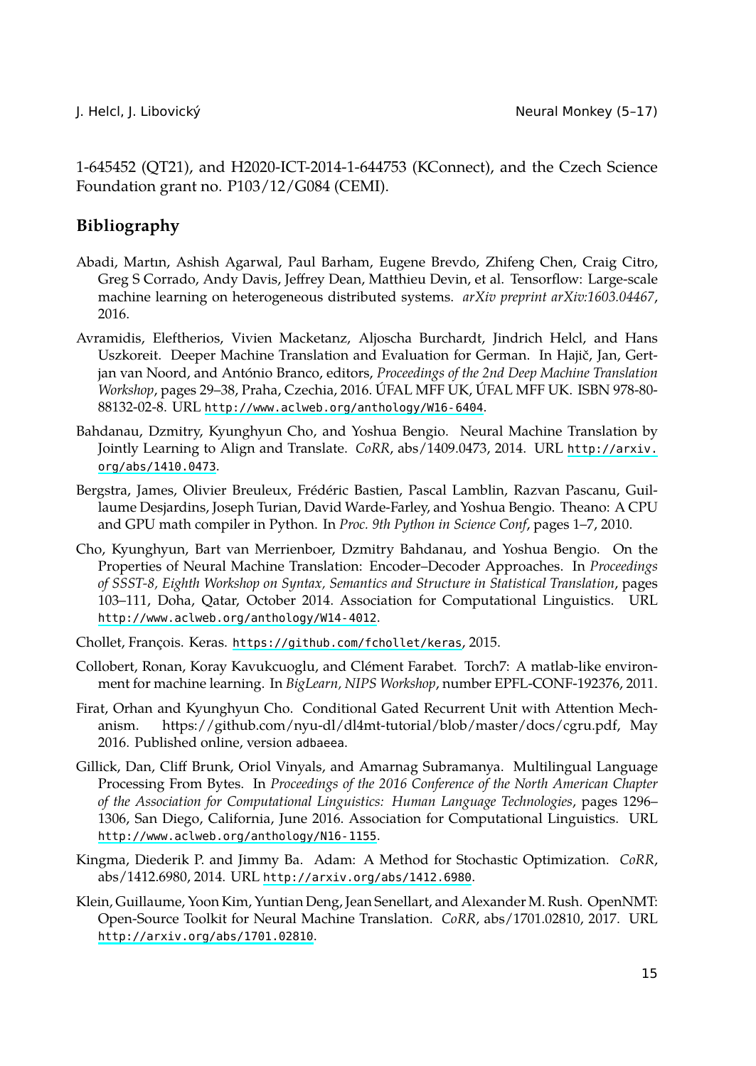1-645452 (QT21), and H2020-ICT-2014-1-644753 (KConnect), and the Czech Science Foundation grant no. P103/12/G084 (CEMI).

## Bibliography

Abadi, Martın, Ashish Agarwal, Paul Barham, Eugene Brevdo, Zhifeng Chen, Craig Citro, Greg S Corrado, Andy Davis, Jeffrey Dean, Matthieu Devin, et al. Tensorflow: Large-scale machine learning on heterogeneous distributed systems. *arXiv preprint arXiv:1603.04467*, 2016.

Avramidis, Eleftherios, Vivien Macketanz, Aljoscha Burchardt, Jindrich Helcl, and Hans Uszkoreit. Deeper Machine Translation and Evaluation for German. In Hajič, Jan, Gertjan van Noord, and António Branco, editors, *Proceedings of the 2nd Deep Machine Translation Workshop*, pages 29–38, Praha, Czechia, 2016. ÚFAL MFF UK, ÚFAL MFF UK. ISBN 978-80-88132-02-8. URL http://www.aclweb.org/anthology/W16-6404.

Bahdanau, Dzmitry, Kyunghyun Cho, and Yoshua Bengio. Neural Machine Translation by Jointly Learning to Align and Translate. *CoRR*, abs/1409.0473, 2014. URL http://arxiv.org/abs/1410.0473.

Bergstra, James, Olivier Breuleux, Frédéric Bastien, Pascal Lamblin, Razvan Pascanu, Guillaume Desjardins, Joseph Turian, David Warde-Farley, and Yoshua Bengio. Theano: A CPU and GPU math compiler in Python. In *Proc. 9th Python in Science Conf*, pages 1–7, 2010.

Cho, Kyunghyun, Bart van Merrienboer, Dzmitry Bahdanau, and Yoshua Bengio. On the Properties of Neural Machine Translation: Encoder–Decoder Approaches. In *Proceedings of SSST-8, Eighth Workshop on Syntax, Semantics and Structure in Statistical Translation*, pages 103–111, Doha, Qatar, October 2014. Association for Computational Linguistics. URL http://www.aclweb.org/anthology/W14-4012.

Chollet, François. Keras. https://github.com/fchollet/keras, 2015.

Collobert, Ronan, Koray Kavukcuoglu, and Clément Farabet. Torch7: A matlab-like environment for machine learning. In *BigLearn, NIPS Workshop*, number EPFL-CONF-192376, 2011.

Firat, Orhan and Kyunghyun Cho. Conditional Gated Recurrent Unit with Attention Mechanism. https://github.com/nyu-dl/dl4mt-tutorial/blob/master/docs/cgru.pdf, May 2016. Published online, version adbaeea.

Gillick, Dan, Cliff Brunk, Oriol Vinyals, and Amarnag Subramanya. Multilingual Language Processing From Bytes. In *Proceedings of the 2016 Conference of the North American Chapter of the Association for Computational Linguistics: Human Language Technologies*, pages 1296–1306, San Diego, California, June 2016. Association for Computational Linguistics. URL http://www.aclweb.org/anthology/N16-1155.

Kingma, Diederik P. and Jimmy Ba. Adam: A Method for Stochastic Optimization. *CoRR*, abs/1412.6980, 2014. URL http://arxiv.org/abs/1412.6980.

Klein, Guillaume, Yoon Kim, Yuntian Deng, Jean Senellart, and Alexander M. Rush. OpenNMT: Open-Source Toolkit for Neural Machine Translation. *CoRR*, abs/1701.02810, 2017. URL http://arxiv.org/abs/1701.02810.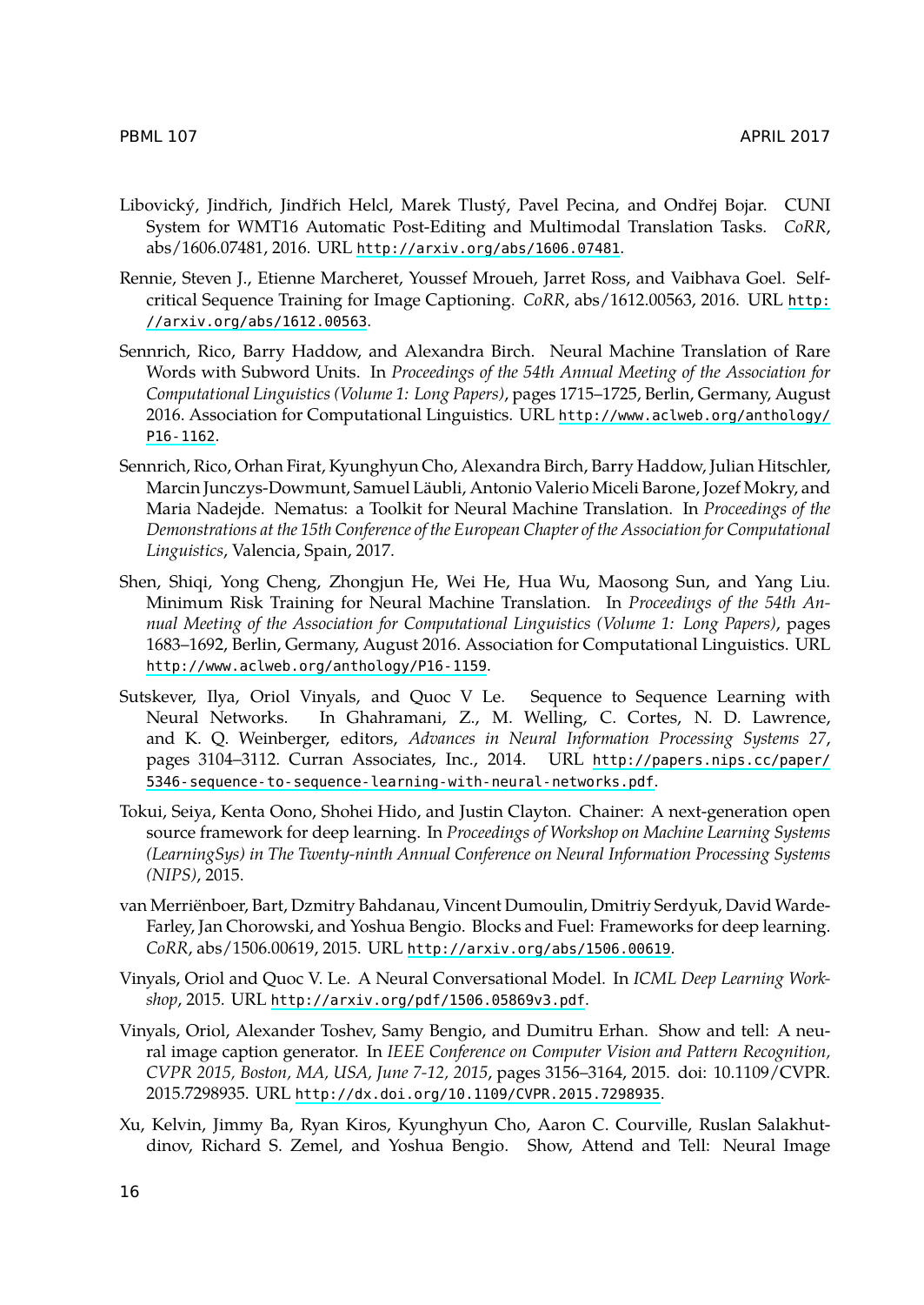Libovický, Jindřich, Jindřich Helcl, Marek Tlustý, Pavel Pecina, and Ondřej Bojar. CUNI System for WMT16 Automatic Post-Editing and Multimodal Translation Tasks. *CoRR*, abs/1606.07481, 2016. URL http://arxiv.org/abs/1606.07481.

Rennie, Steven J., Etienne Marcheret, Youssef Mroueh, Jarret Ross, and Vaibhava Goel. Self-critical Sequence Training for Image Captioning. *CoRR*, abs/1612.00563, 2016. URL http://arxiv.org/abs/1612.00563.

Sennrich, Rico, Barry Haddow, and Alexandra Birch. Neural Machine Translation of Rare Words with Subword Units. In *Proceedings of the 54th Annual Meeting of the Association for Computational Linguistics (Volume 1: Long Papers)*, pages 1715–1725, Berlin, Germany, August 2016. Association for Computational Linguistics. URL http://www.aclweb.org/anthology/P16-1162.

Sennrich, Rico, Orhan Firat, Kyunghyun Cho, Alexandra Birch, Barry Haddow, Julian Hitschler, Marcin Junczys-Dowmunt, Samuel Läubli, Antonio Valerio Miceli Barone, Jozef Mokry, and Maria Nadejde. Nematus: a Toolkit for Neural Machine Translation. In *Proceedings of the Demonstrations at the 15th Conference of the European Chapter of the Association for Computational Linguistics*, Valencia, Spain, 2017.

Shen, Shiqi, Yong Cheng, Zhongjun He, Wei He, Hua Wu, Maosong Sun, and Yang Liu. Minimum Risk Training for Neural Machine Translation. In *Proceedings of the 54th Annual Meeting of the Association for Computational Linguistics (Volume 1: Long Papers)*, pages 1683–1692, Berlin, Germany, August 2016. Association for Computational Linguistics. URL http://www.aclweb.org/anthology/P16-1159.

Sutskever, Ilya, Oriol Vinyals, and Quoc V Le. Sequence to Sequence Learning with Neural Networks. In Ghahramani, Z., M. Welling, C. Cortes, N. D. Lawrence, and K. Q. Weinberger, editors, *Advances in Neural Information Processing Systems 27*, pages 3104–3112. Curran Associates, Inc., 2014. URL http://papers.nips.cc/paper/5346-sequence-to-sequence-learning-with-neural-networks.pdf.

Tokui, Seiya, Kenta Oono, Shohei Hido, and Justin Clayton. Chainer: A next-generation open source framework for deep learning. In *Proceedings of Workshop on Machine Learning Systems (LearningSys) in The Twenty-ninth Annual Conference on Neural Information Processing Systems (NIPS)*, 2015.

van Merriënboer, Bart, Dzmitry Bahdanau, Vincent Dumoulin, Dmitriy Serdyuk, David Warde-Farley, Jan Chorowski, and Yoshua Bengio. Blocks and Fuel: Frameworks for deep learning. *CoRR*, abs/1506.00619, 2015. URL http://arxiv.org/abs/1506.00619.

Vinyals, Oriol and Quoc V. Le. A Neural Conversational Model. In *ICML Deep Learning Workshop*, 2015. URL http://arxiv.org/pdf/1506.05869v3.pdf.

Vinyals, Oriol, Alexander Toshev, Samy Bengio, and Dumitru Erhan. Show and tell: A neural image caption generator. In *IEEE Conference on Computer Vision and Pattern Recognition, CVPR 2015, Boston, MA, USA, June 7-12, 2015*, pages 3156–3164, 2015. doi: 10.1109/CVPR.2015.7298935. URL http://dx.doi.org/10.1109/CVPR.2015.7298935.

Xu, Kelvin, Jimmy Ba, Ryan Kiros, Kyunghyun Cho, Aaron C. Courville, Ruslan Salakhutdinov, Richard S. Zemel, and Yoshua Bengio. Show, Attend and Tell: Neural Image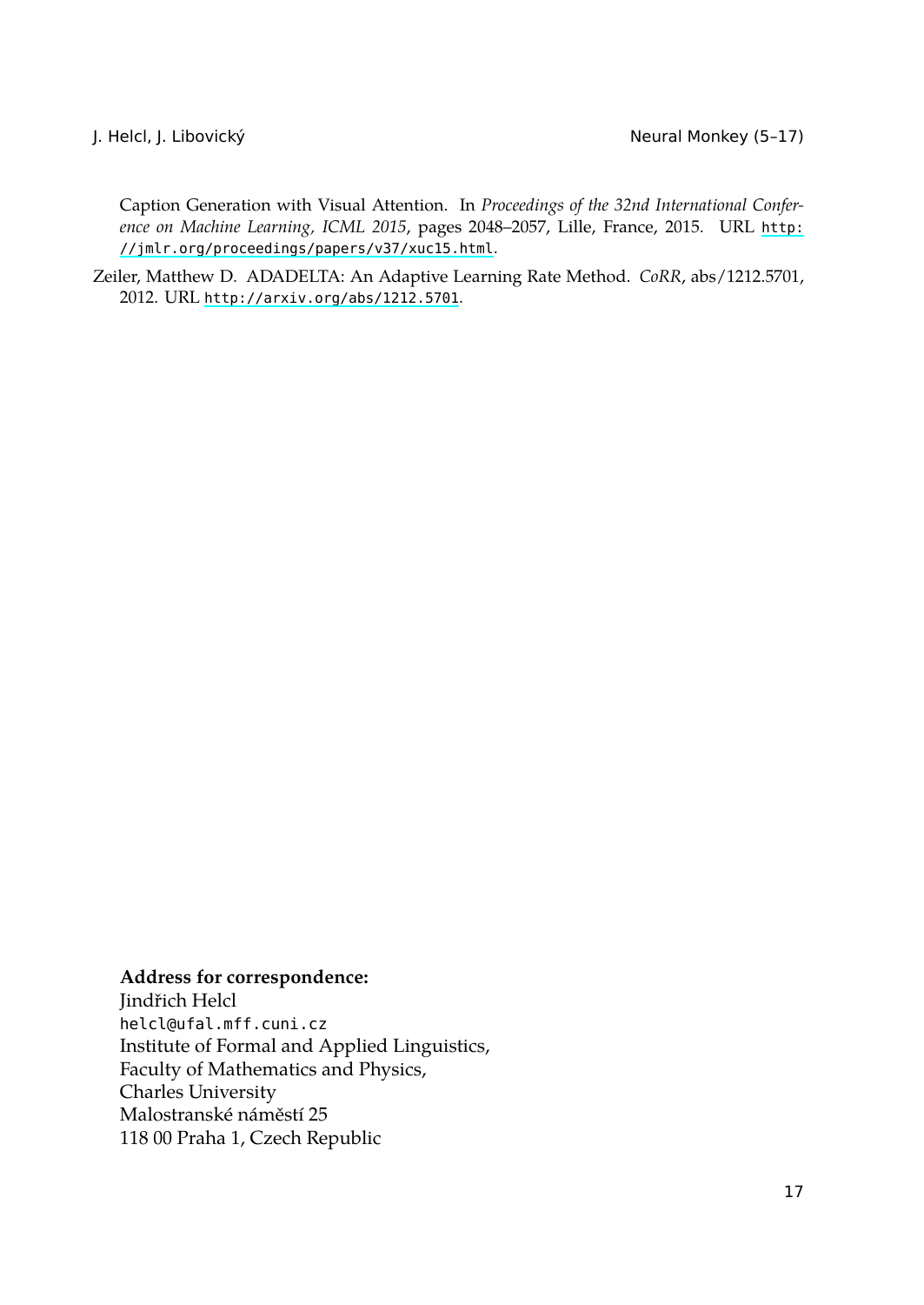Caption Generation with Visual Attention. In *Proceedings of the 32nd International Conference on Machine Learning, ICML 2015*, pages 2048–2057, Lille, France, 2015. URL http://jmlr.org/proceedings/papers/v37/xuc15.html.

Zeiler, Matthew D. ADADELTA: An Adaptive Learning Rate Method. *CoRR*, abs/1212.5701, 2012. URL http://arxiv.org/abs/1212.5701.

**Address for correspondence:**
Jindřich Helcl
helcl@ufal.mff.cuni.cz
Institute of Formal and Applied Linguistics,
Faculty of Mathematics and Physics,
Charles University
Malostranské náměstí 25
118 00 Praha 1, Czech Republic